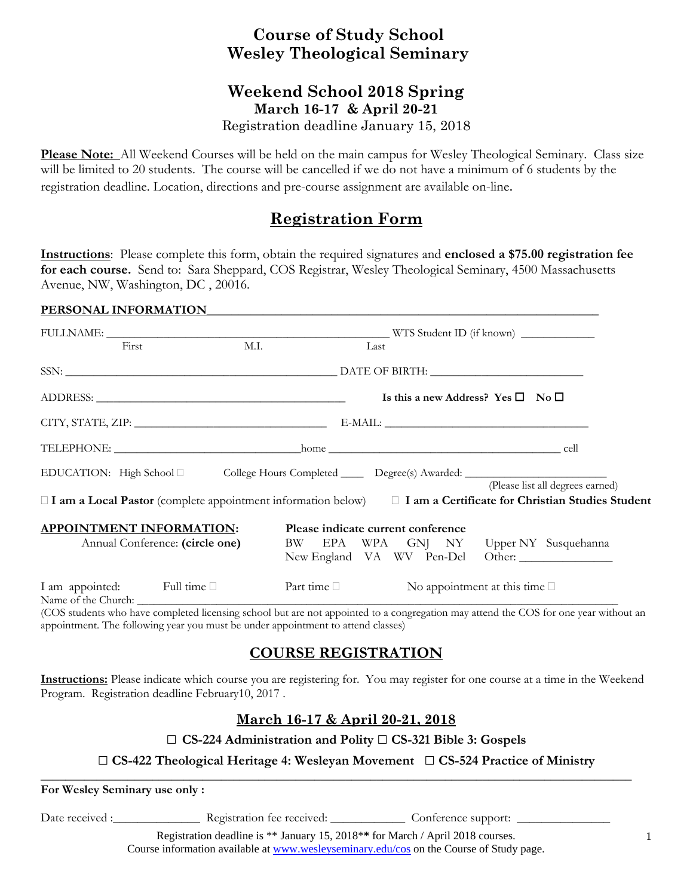# Course of Study School
# Wesley Theological Seminary

## Weekend School 2018 Spring
### March 16-17 & April 20-21
Registration deadline January 15, 2018

**Please Note:** All Weekend Courses will be held on the main campus for Wesley Theological Seminary. Class size will be limited to 20 students. The course will be cancelled if we do not have a minimum of 6 students by the registration deadline. Location, directions and pre-course assignment are available on-line.

## Registration Form

**Instructions**: Please complete this form, obtain the required signatures and **enclosed a $75.00 registration fee for each course.** Send to: Sara Sheppard, COS Registrar, Wesley Theological Seminary, 4500 Massachusetts Avenue, NW, Washington, DC , 20016.

**PERSONAL INFORMATION**

FULLNAME: ______________________________________________ WTS Student ID (if known) ____________
First M.I. Last

SSN: ______________________________________________ DATE OF BIRTH: __________________________

ADDRESS: ____________________________________________ **Is this a new Address? Yes ☐ No ☐**

CITY, STATE, ZIP: ________________________________ E-MAIL: __________________________________

TELEPHONE: ________________________________home ________________________________________ cell

EDUCATION: High School ☐ College Hours Completed ____ Degree(s) Awarded: _______________________
(Please list all degrees earned)

☐ **I am a Local Pastor** (complete appointment information below) ☐ **I am a Certificate for Christian Studies Student**

**APPOINTMENT INFORMATION:** Annual Conference: **(circle one)**

**Please indicate current conference**
BW EPA WPA GNJ NY Upper NY Susquehanna
New England VA WV Pen-Del Other: _______________

I am appointed: Full time ☐ Part time ☐ No appointment at this time ☐

Name of the Church: ______________________________________________________________________

(COS students who have completed licensing school but are not appointed to a congregation may attend the COS for one year without an appointment. The following year you must be under appointment to attend classes)

## COURSE REGISTRATION

**Instructions:** Please indicate which course you are registering for. You may register for one course at a time in the Weekend Program. Registration deadline February10, 2017 .

### March 16-17 & April 20-21, 2018

☐ **CS-224 Administration and Polity** ☐ **CS-321 Bible 3: Gospels**

☐ **CS-422 Theological Heritage 4: Wesleyan Movement** ☐ **CS-524 Practice of Ministry**

---

**For Wesley Seminary use only :**

Date received :______________ Registration fee received: ____________ Conference support: _______________

Registration deadline is ** January 15, 2018** for March / April 2018 courses.
Course information available at www.wesleyseminary.edu/cos on the Course of Study page.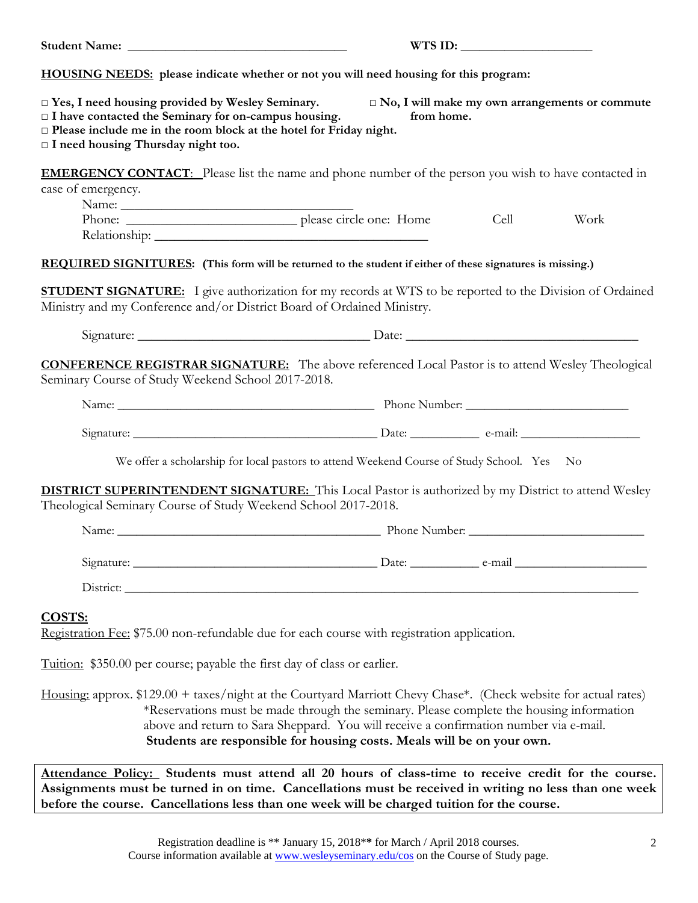**Student Name:** ______________________________ **WTS ID:** ____________________

**HOUSING NEEDS: please indicate whether or not you will need housing for this program:**

**□ Yes, I need housing provided by Wesley Seminary.**
**□ I have contacted the Seminary for on-campus housing.**
**□ Please include me in the room block at the hotel for Friday night.**
**□ I need housing Thursday night too.**

**□ No, I will make my own arrangements or commute from home.**

**EMERGENCY CONTACT**: Please list the name and phone number of the person you wish to have contacted in case of emergency.

Name: ______________________________

Phone: ______________________ please circle one: Home Cell Work

Relationship: ____________________________________

**REQUIRED SIGNITURES: (This form will be returned to the student if either of these signatures is missing.)**

**STUDENT SIGNATURE:** I give authorization for my records at WTS to be reported to the Division of Ordained Ministry and my Conference and/or District Board of Ordained Ministry.

Signature: ______________________________ Date: ______________________________

**CONFERENCE REGISTRAR SIGNATURE:** The above referenced Local Pastor is to attend Wesley Theological Seminary Course of Study Weekend School 2017-2018.

Name: ____________________________________ Phone Number: ______________________

Signature: __________________________________ Date: __________ e-mail: _________________

We offer a scholarship for local pastors to attend Weekend Course of Study School. Yes No

**DISTRICT SUPERINTENDENT SIGNATURE:** This Local Pastor is authorized by my District to attend Wesley Theological Seminary Course of Study Weekend School 2017-2018.

Name: ____________________________________ Phone Number: ________________________

Signature: __________________________________ Date: __________ e-mail ___________________

District: ___________________________________________________________________________

## COSTS:

Registration Fee: $75.00 non-refundable due for each course with registration application.

Tuition: $350.00 per course; payable the first day of class or earlier.

Housing: approx. $129.00 + taxes/night at the Courtyard Marriott Chevy Chase*. (Check website for actual rates)
*Reservations must be made through the seminary. Please complete the housing information above and return to Sara Sheppard. You will receive a confirmation number via e-mail.
**Students are responsible for housing costs. Meals will be on your own.**

**Attendance Policy: Students must attend all 20 hours of class-time to receive credit for the course. Assignments must be turned in on time. Cancellations must be received in writing no less than one week before the course. Cancellations less than one week will be charged tuition for the course.**

Registration deadline is ** January 15, 2018** for March / April 2018 courses.
Course information available at www.wesleyseminary.edu/cos on the Course of Study page.